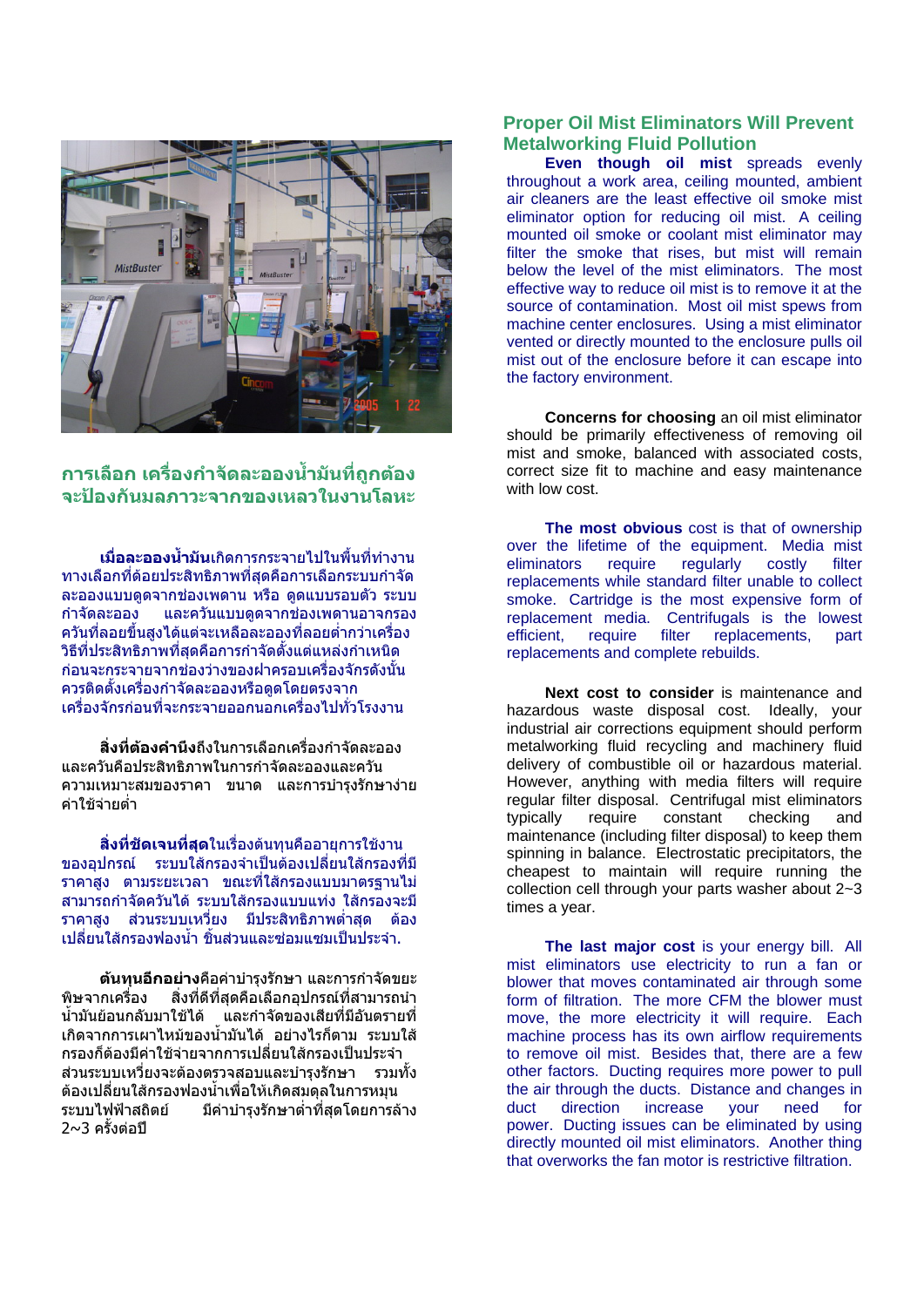## การเลือก เครื่องกำจัดละอองน้ำมันที่ถูกต้อง จะป้องกันมลภาวะจากของเหลวในงานโลหะ

**เมื่อละอองน้ำมัน**เกิดการกระจายไปในพื้นที่ทำงาน ทางเลือกที่ด้อยประสิทธิภาพที่สุดคือการเลือกระบบกำจัดละอองแบบดูดจากช่องเพดาน หรือ ดูดแบบรอบตัว ระบบกำจัดละออง และควันแบบดูดจากช่องเพดานอาจกรองควันที่ลอยขึ้นสูงได้แต่จะเหลือละอองที่ลอยต่ำกว่าเครื่อง วิธีที่ประสิทธิภาพที่สุดคือการกำจัดตั้งแต่แหล่งกำเนิดก่อนจะกระจายจากช่องว่างของฝาครอบเครื่องจักรดังนั้นควรติดตั้งเครื่องกำจัดละอองหรือดูดโดยตรงจากเครื่องจักรก่อนที่จะกระจายออกนอกเครื่องไปทั่วโรงงาน

**สิ่งที่ต้องคำนึง**ถึงในการเลือกเครื่องกำจัดละอองและควันคือประสิทธิภาพในการกำจัดละอองและควัน ความเหมาะสมของราคา ขนาด และการบำรุงรักษาง่ายค่าใช้จ่ายต่ำ

**สิ่งที่ชัดเจนที่สุด**ในเรื่องต้นทุนคืออายุการใช้งานของอุปกรณ์ ระบบไส้กรองจำเป็นต้องเปลี่ยนไส้กรองที่มีราคาสูง ตามระยะเวลา ขณะที่ไส้กรองแบบมาตรฐานไม่สามารถกำจัดควันได้ ระบบไส้กรองแบบแท่ง ไส้กรองจะมีราคาสูง ส่วนระบบเหวี่ยง มีประสิทธิภาพต่ำสุด ต้องเปลี่ยนไส้กรองฟองน้ำ ชิ้นส่วนและซ่อมแซมเป็นประจำ.

**ต้นทุนอีกอย่าง**คือค่าบำรุงรักษา และการกำจัดขยะพิษจากเครื่อง สิ่งที่ดีที่สุดคือเลือกอุปกรณ์ที่สามารถนำน้ำมันย้อนกลับมาใช้ได้ และกำจัดของเสียที่มีอันตรายที่เกิดจากการเผาไหม้ของน้ำมันได้ อย่างไรก็ตาม ระบบไส้กรองก็ต้องมีค่าใช้จ่ายจากการเปลี่ยนไส้กรองเป็นประจำ ส่วนระบบเหวี่ยงจะต้องตรวจสอบและบำรุงรักษา รวมทั้งต้องเปลี่ยนไส้กรองฟองน้ำเพื่อให้เกิดสมดุลในการหมุน ระบบไฟฟ้าสถิตย์ มีค่าบำรุงรักษาต่ำที่สุดโดยการล้าง 2~3 ครั้งต่อปี

## Proper Oil Mist Eliminators Will Prevent Metalworking Fluid Pollution

**Even though oil mist** spreads evenly throughout a work area, ceiling mounted, ambient air cleaners are the least effective oil smoke mist eliminator option for reducing oil mist. A ceiling mounted oil smoke or coolant mist eliminator may filter the smoke that rises, but mist will remain below the level of the mist eliminators. The most effective way to reduce oil mist is to remove it at the source of contamination. Most oil mist spews from machine center enclosures. Using a mist eliminator vented or directly mounted to the enclosure pulls oil mist out of the enclosure before it can escape into the factory environment.

**Concerns for choosing** an oil mist eliminator should be primarily effectiveness of removing oil mist and smoke, balanced with associated costs, correct size fit to machine and easy maintenance with low cost.

**The most obvious** cost is that of ownership over the lifetime of the equipment. Media mist eliminators require regularly costly filter replacements while standard filter unable to collect smoke. Cartridge is the most expensive form of replacement media. Centrifugals is the lowest efficient, require filter replacements, part replacements and complete rebuilds.

**Next cost to consider** is maintenance and hazardous waste disposal cost. Ideally, your industrial air corrections equipment should perform metalworking fluid recycling and machinery fluid delivery of combustible oil or hazardous material. However, anything with media filters will require regular filter disposal. Centrifugal mist eliminators typically require constant checking and maintenance (including filter disposal) to keep them spinning in balance. Electrostatic precipitators, the cheapest to maintain will require running the collection cell through your parts washer about 2~3 times a year.

**The last major cost** is your energy bill. All mist eliminators use electricity to run a fan or blower that moves contaminated air through some form of filtration. The more CFM the blower must move, the more electricity it will require. Each machine process has its own airflow requirements to remove oil mist. Besides that, there are a few other factors. Ducting requires more power to pull the air through the ducts. Distance and changes in duct direction increase your need for power. Ducting issues can be eliminated by using directly mounted oil mist eliminators. Another thing that overworks the fan motor is restrictive filtration.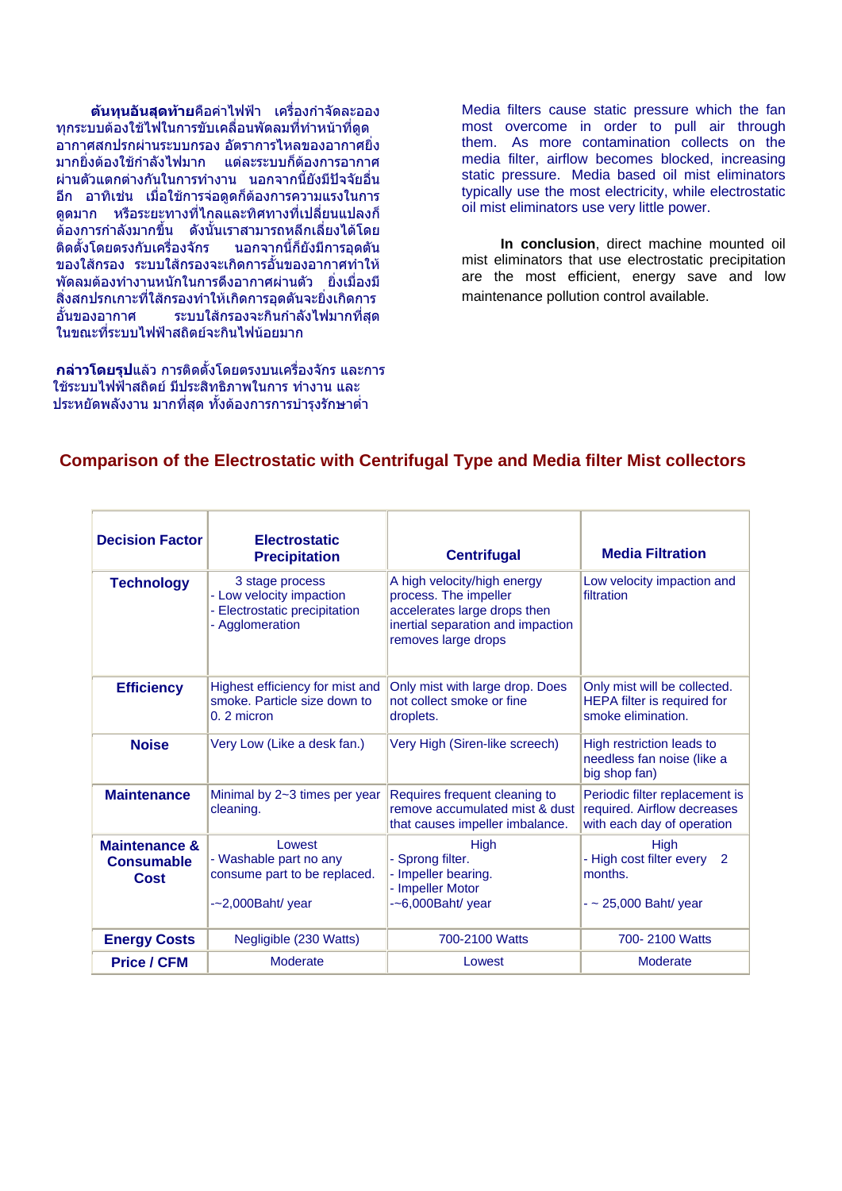**ต้นทุนอันสุดท้าย**คือค่าไฟฟ้า เครื่องกำจัดละออง ทุกระบบต้องใช้ไฟในการขับเคลื่อนพัดลมที่ทำหน้าที่ดูด อากาศสกปรกผ่านระบบกรอง อัตราการไหลของอากาศยิ่ง มากยิ่งต้องใช้กำลังไฟมาก แต่ละระบบก็ต้องการอากาศ ผ่านตัวแตกต่างกันในการทำงาน นอกจากนี้ยังมีปัจจัยอื่น อีก อาทิเช่น เมื่อใช้การจ่อดูดก็ต้องการความแรงในการ ดูดมาก หรือระยะทางที่ไกลและทิศทางที่เปลี่ยนแปลงก็ ต้องการกำลังมากขึ้น ดังนั้นเราสามารถหลีกเลี่ยงได้โดย ติดตั้งโดยตรงกับเครื่องจักร นอกจากนี้ก็ยังมีการอุดตัน ของไส้กรอง ระบบไส้กรองจะเกิดการอั้นของอากาศทำให้ พัดลมต้องทำงานหนักในการดึงอากาศผ่านตัว ยิ่งเมื่อมี สิ่งสกปรกเกาะที่ไส้กรองทำให้เกิดการอุดตันจะยิ่งเกิดการ อั้นของอากาศ ระบบไส้กรองจะกินกำลังไฟมากที่สุด ในขณะที่ระบบไฟฟ้าสถิตย์จะกินไฟน้อยมาก

**กล่าวโดยรุป**แล้ว การติดตั้งโดยตรงบนเครื่องจักร และการ ใช้ระบบไฟฟ้าสถิตย์ มีประสิทธิภาพในการ ทำงาน และ ประหยัดพลังงาน มากที่สุด ทั้งต้องการการบำรุงรักษาต่ำ

Media filters cause static pressure which the fan most overcome in order to pull air through them. As more contamination collects on the media filter, airflow becomes blocked, increasing static pressure. Media based oil mist eliminators typically use the most electricity, while electrostatic oil mist eliminators use very little power.

**In conclusion**, direct machine mounted oil mist eliminators that use electrostatic precipitation are the most efficient, energy save and low maintenance pollution control available.

## Comparison of the Electrostatic with Centrifugal Type and Media filter Mist collectors

| Decision Factor | Electrostatic Precipitation | Centrifugal | Media Filtration |
|---|---|---|---|
| **Technology** | 3 stage process<br>- Low velocity impaction<br>- Electrostatic precipitation<br>- Agglomeration | A high velocity/high energy process. The impeller accelerates large drops then inertial separation and impaction removes large drops | Low velocity impaction and filtration |
| **Efficiency** | Highest efficiency for mist and smoke. Particle size down to 0. 2 micron | Only mist with large drop. Does not collect smoke or fine droplets. | Only mist will be collected. HEPA filter is required for smoke elimination. |
| **Noise** | Very Low (Like a desk fan.) | Very High (Siren-like screech) | High restriction leads to needless fan noise (like a big shop fan) |
| **Maintenance** | Minimal by 2~3 times per year cleaning. | Requires frequent cleaning to remove accumulated mist & dust that causes impeller imbalance. | Periodic filter replacement is required. Airflow decreases with each day of operation |
| **Maintenance & Consumable Cost** | Lowest<br>- Washable part no any consume part to be replaced.<br>-~2,000Baht/ year | High<br>- Sprong filter.<br>- Impeller bearing.<br>- Impeller Motor<br>-~6,000Baht/ year | High<br>- High cost filter every 2 months.<br>- ~ 25,000 Baht/ year |
| **Energy Costs** | Negligible (230 Watts) | 700-2100 Watts | 700- 2100 Watts |
| **Price / CFM** | Moderate | Lowest | Moderate |